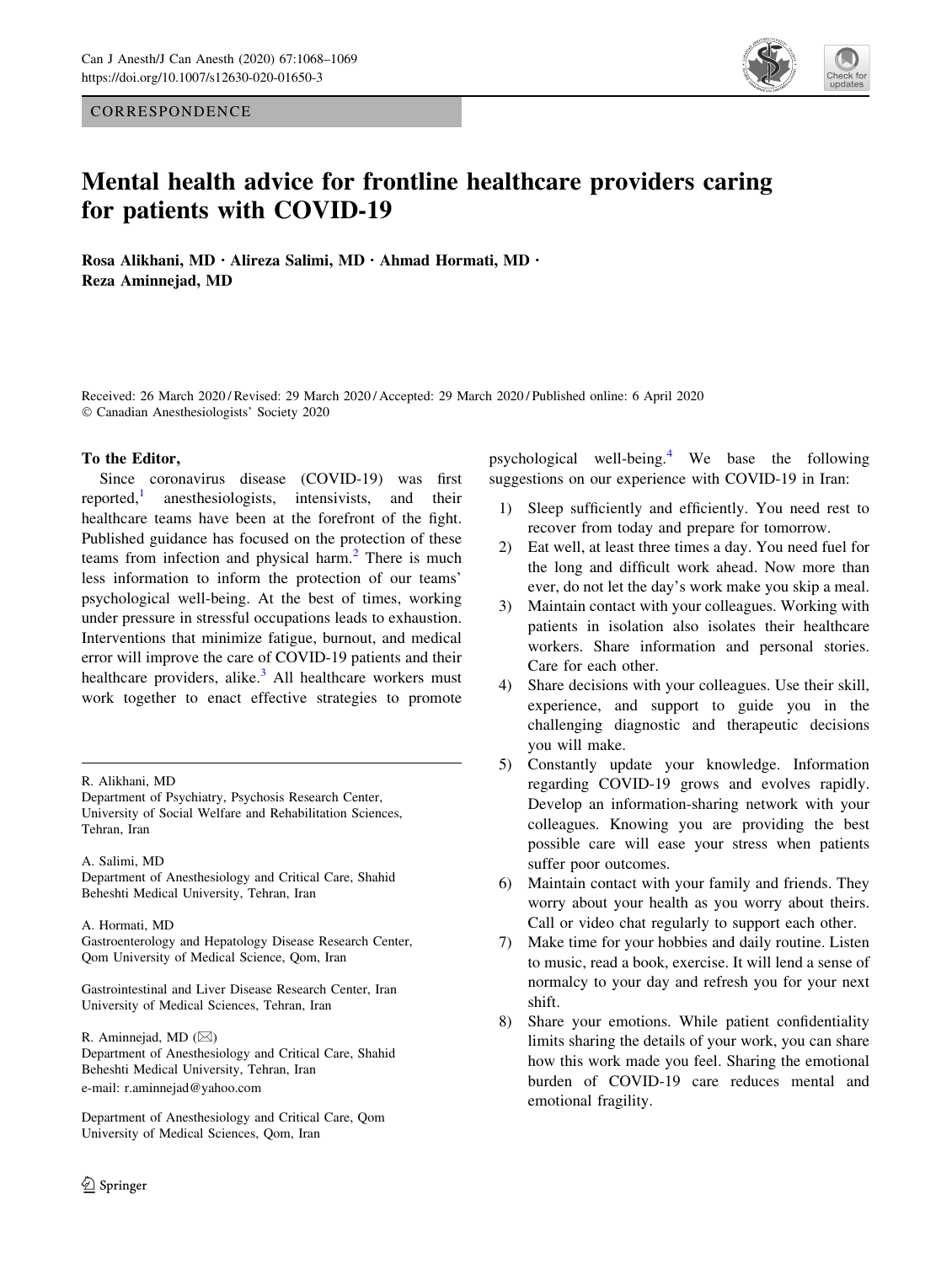CORRESPONDENCE

# Mental health advice for frontline healthcare providers caring for patients with COVID-19

**Rosa Alikhani, MD · Alireza Salimi, MD · Ahmad Hormati, MD · Reza Aminnejad, MD**

Received: 26 March 2020 / Revised: 29 March 2020 / Accepted: 29 March 2020 / Published online: 6 April 2020
© Canadian Anesthesiologists' Society 2020

**To the Editor,**

Since coronavirus disease (COVID-19) was first reported,[1] anesthesiologists, intensivists, and their healthcare teams have been at the forefront of the fight. Published guidance has focused on the protection of these teams from infection and physical harm.[2] There is much less information to inform the protection of our teams' psychological well-being. At the best of times, working under pressure in stressful occupations leads to exhaustion. Interventions that minimize fatigue, burnout, and medical error will improve the care of COVID-19 patients and their healthcare providers, alike.[3] All healthcare workers must work together to enact effective strategies to promote psychological well-being.[4] We base the following suggestions on our experience with COVID-19 in Iran:

1) Sleep sufficiently and efficiently. You need rest to recover from today and prepare for tomorrow.
2) Eat well, at least three times a day. You need fuel for the long and difficult work ahead. Now more than ever, do not let the day's work make you skip a meal.
3) Maintain contact with your colleagues. Working with patients in isolation also isolates their healthcare workers. Share information and personal stories. Care for each other.
4) Share decisions with your colleagues. Use their skill, experience, and support to guide you in the challenging diagnostic and therapeutic decisions you will make.
5) Constantly update your knowledge. Information regarding COVID-19 grows and evolves rapidly. Develop an information-sharing network with your colleagues. Knowing you are providing the best possible care will ease your stress when patients suffer poor outcomes.
6) Maintain contact with your family and friends. They worry about your health as you worry about theirs. Call or video chat regularly to support each other.
7) Make time for your hobbies and daily routine. Listen to music, read a book, exercise. It will lend a sense of normalcy to your day and refresh you for your next shift.
8) Share your emotions. While patient confidentiality limits sharing the details of your work, you can share how this work made you feel. Sharing the emotional burden of COVID-19 care reduces mental and emotional fragility.

---

R. Alikhani, MD
Department of Psychiatry, Psychosis Research Center, University of Social Welfare and Rehabilitation Sciences, Tehran, Iran

A. Salimi, MD
Department of Anesthesiology and Critical Care, Shahid Beheshti Medical University, Tehran, Iran

A. Hormati, MD
Gastroenterology and Hepatology Disease Research Center, Qom University of Medical Science, Qom, Iran

Gastrointestinal and Liver Disease Research Center, Iran University of Medical Sciences, Tehran, Iran

R. Aminnejad, MD (✉)
Department of Anesthesiology and Critical Care, Shahid Beheshti Medical University, Tehran, Iran
e-mail: r.aminnejad@yahoo.com

Department of Anesthesiology and Critical Care, Qom University of Medical Sciences, Qom, Iran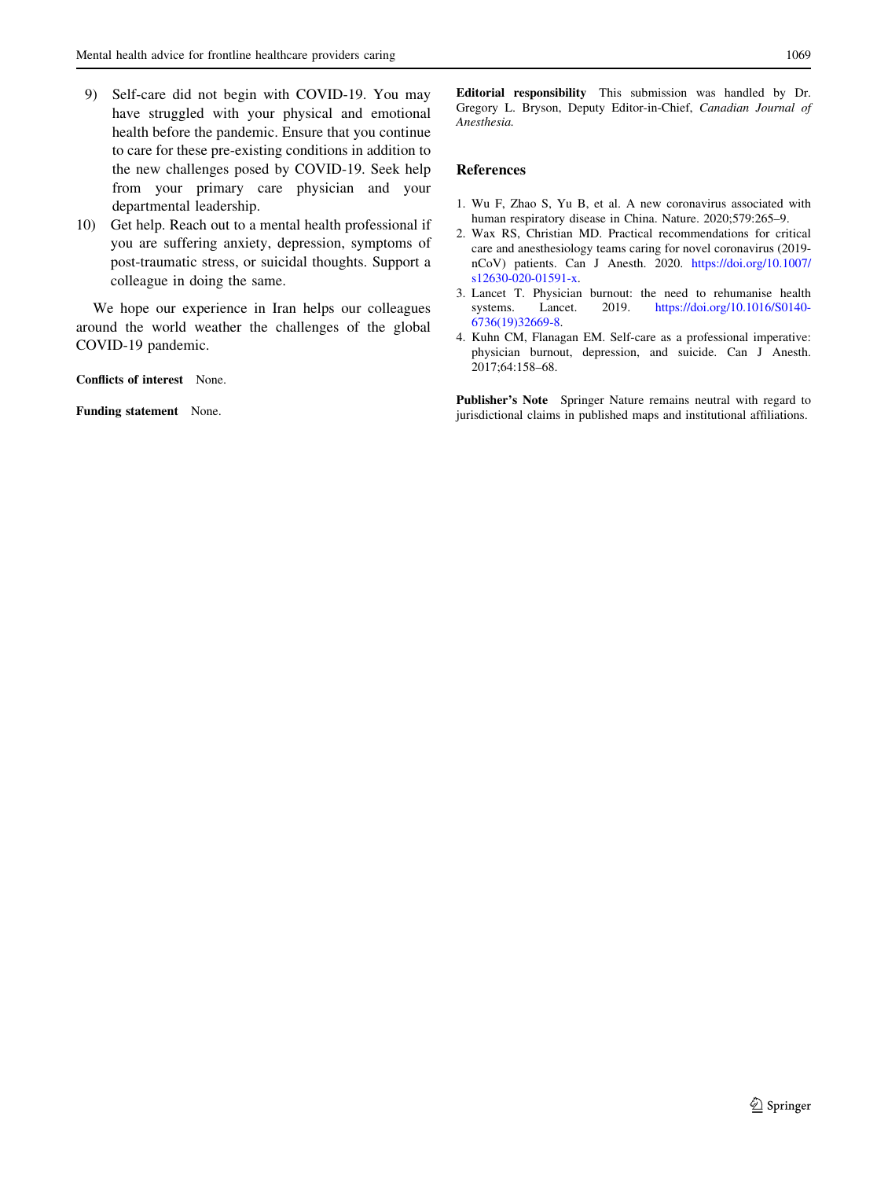9) Self-care did not begin with COVID-19. You may have struggled with your physical and emotional health before the pandemic. Ensure that you continue to care for these pre-existing conditions in addition to the new challenges posed by COVID-19. Seek help from your primary care physician and your departmental leadership.
10) Get help. Reach out to a mental health professional if you are suffering anxiety, depression, symptoms of post-traumatic stress, or suicidal thoughts. Support a colleague in doing the same.

We hope our experience in Iran helps our colleagues around the world weather the challenges of the global COVID-19 pandemic.

**Conflicts of interest** None.

**Funding statement** None.

**Editorial responsibility** This submission was handled by Dr. Gregory L. Bryson, Deputy Editor-in-Chief, *Canadian Journal of Anesthesia.*

## References

1. Wu F, Zhao S, Yu B, et al. A new coronavirus associated with human respiratory disease in China. Nature. 2020;579:265–9.
2. Wax RS, Christian MD. Practical recommendations for critical care and anesthesiology teams caring for novel coronavirus (2019-nCoV) patients. Can J Anesth. 2020. https://doi.org/10.1007/s12630-020-01591-x.
3. Lancet T. Physician burnout: the need to rehumanise health systems. Lancet. 2019. https://doi.org/10.1016/S0140-6736(19)32669-8.
4. Kuhn CM, Flanagan EM. Self-care as a professional imperative: physician burnout, depression, and suicide. Can J Anesth. 2017;64:158–68.

**Publisher's Note** Springer Nature remains neutral with regard to jurisdictional claims in published maps and institutional affiliations.